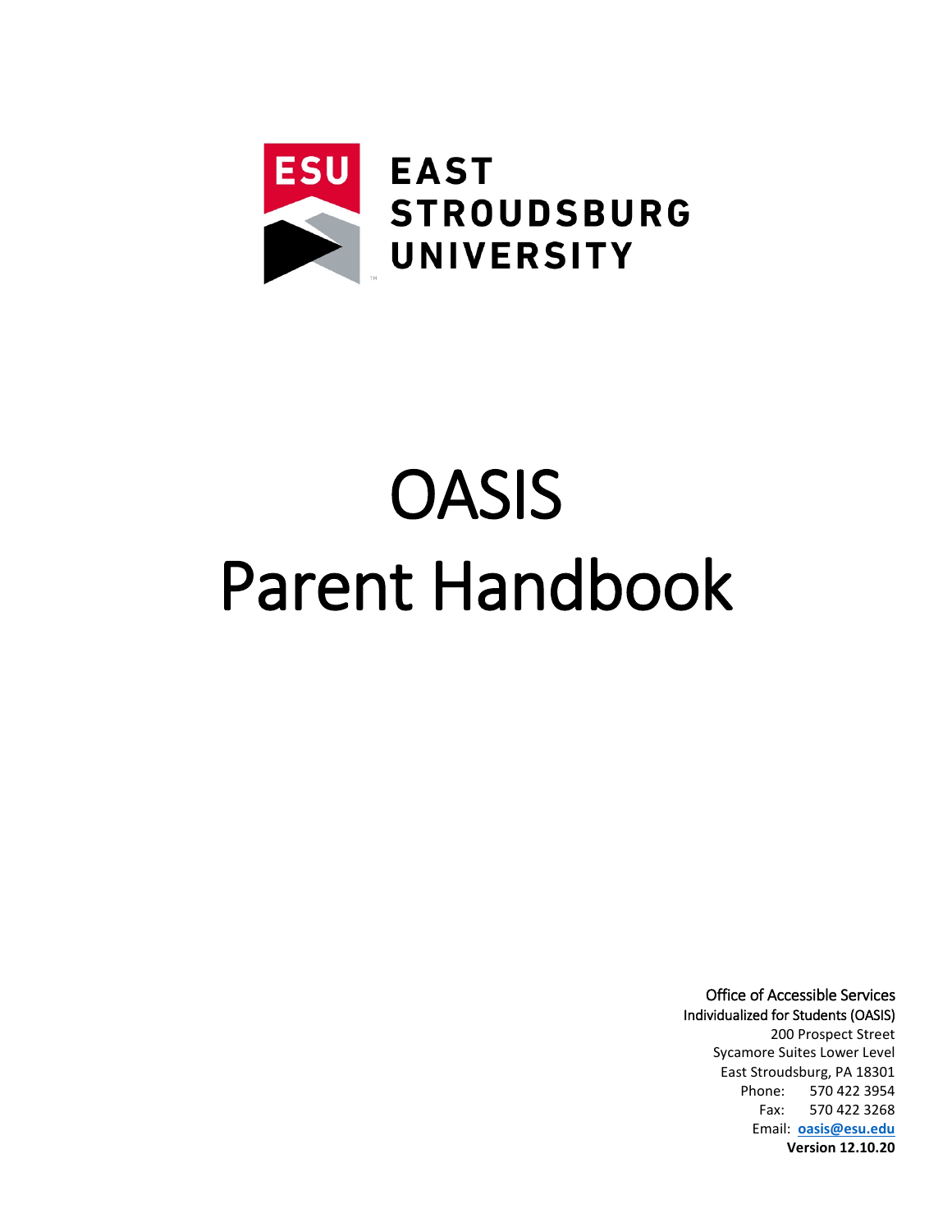ESU EAST STROUDSBURG UNIVERSITY

# OASIS
# Parent Handbook

Office of Accessible Services
Individualized for Students (OASIS)
200 Prospect Street
Sycamore Suites Lower Level
East Stroudsburg, PA 18301
Phone: 570 422 3954
Fax: 570 422 3268
Email: **oasis@esu.edu**
**Version 12.10.20**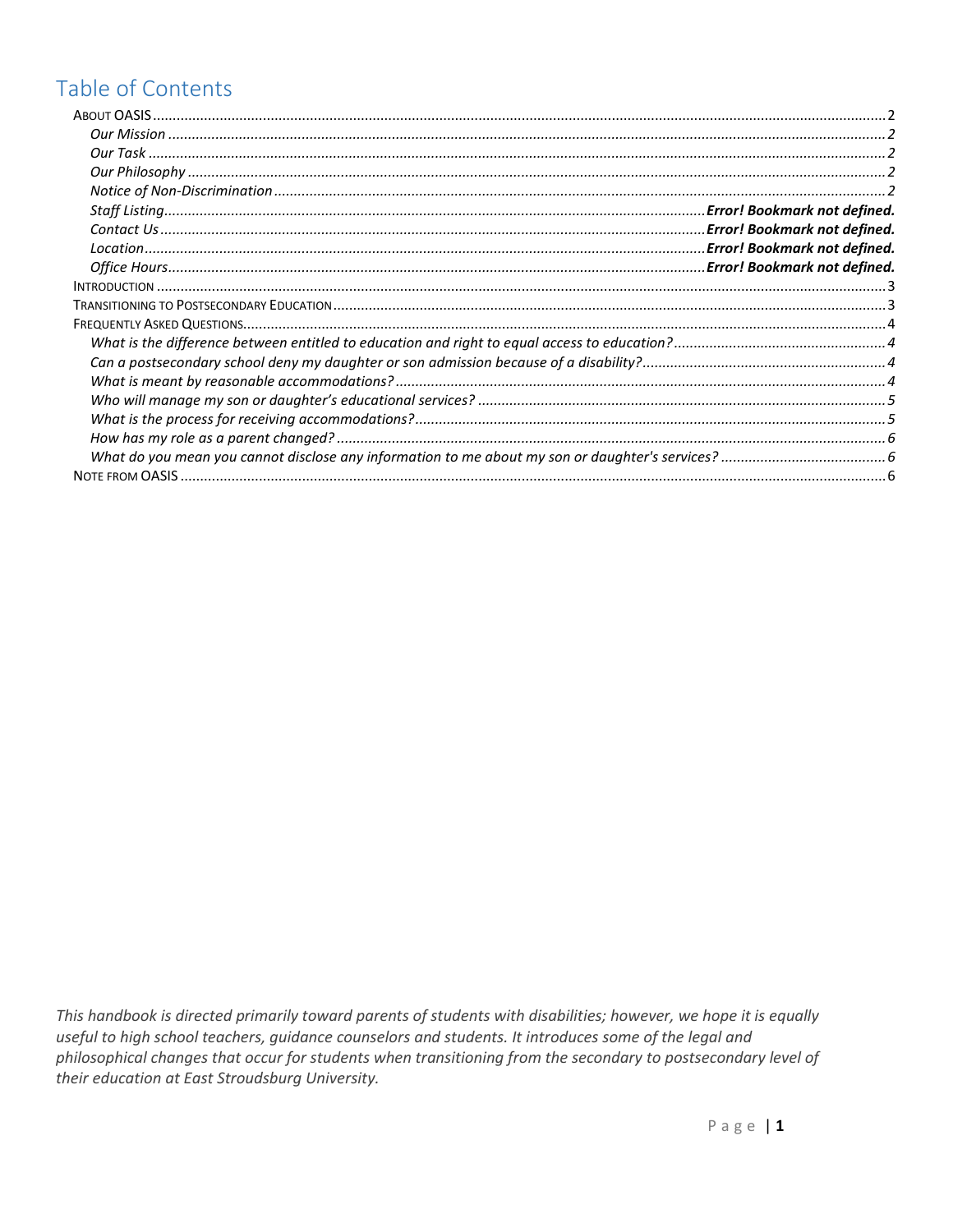# Table of Contents

- About OASIS ..... 2
  - *Our Mission ..... 2*
  - *Our Task ..... 2*
  - *Our Philosophy ..... 2*
  - *Notice of Non-Discrimination ..... 2*
  - *Staff Listing ..... **Error! Bookmark not defined.***
  - *Contact Us ..... **Error! Bookmark not defined.***
  - *Location ..... **Error! Bookmark not defined.***
  - *Office Hours ..... **Error! Bookmark not defined.***
- Introduction ..... 3
- Transitioning to Postsecondary Education ..... 3
- Frequently Asked Questions ..... 4
  - *What is the difference between entitled to education and right to equal access to education? ..... 4*
  - *Can a postsecondary school deny my daughter or son admission because of a disability? ..... 4*
  - *What is meant by reasonable accommodations? ..... 4*
  - *Who will manage my son or daughter's educational services? ..... 5*
  - *What is the process for receiving accommodations? ..... 5*
  - *How has my role as a parent changed? ..... 6*
  - *What do you mean you cannot disclose any information to me about my son or daughter's services? ..... 6*
- Note from OASIS ..... 6

*This handbook is directed primarily toward parents of students with disabilities; however, we hope it is equally useful to high school teachers, guidance counselors and students. It introduces some of the legal and philosophical changes that occur for students when transitioning from the secondary to postsecondary level of their education at East Stroudsburg University.*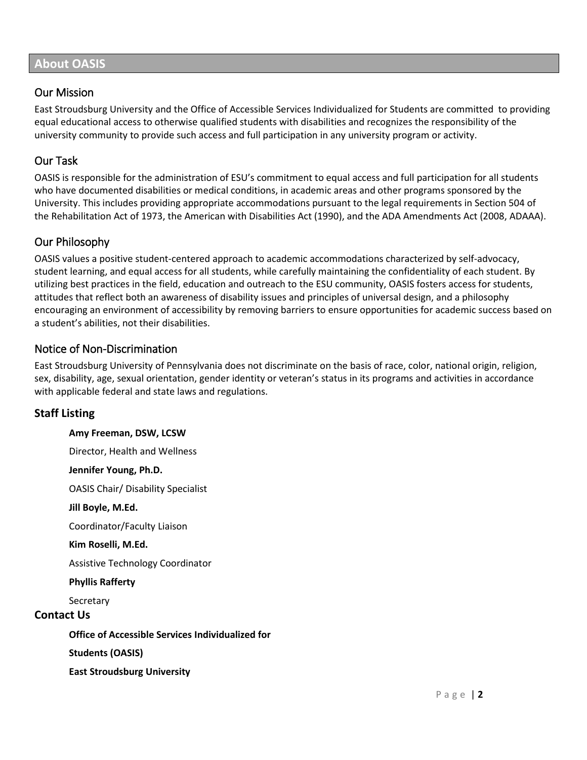## About OASIS

### Our Mission

East Stroudsburg University and the Office of Accessible Services Individualized for Students are committed to providing equal educational access to otherwise qualified students with disabilities and recognizes the responsibility of the university community to provide such access and full participation in any university program or activity.

### Our Task

OASIS is responsible for the administration of ESU's commitment to equal access and full participation for all students who have documented disabilities or medical conditions, in academic areas and other programs sponsored by the University. This includes providing appropriate accommodations pursuant to the legal requirements in Section 504 of the Rehabilitation Act of 1973, the American with Disabilities Act (1990), and the ADA Amendments Act (2008, ADAAA).

### Our Philosophy

OASIS values a positive student-centered approach to academic accommodations characterized by self-advocacy, student learning, and equal access for all students, while carefully maintaining the confidentiality of each student. By utilizing best practices in the field, education and outreach to the ESU community, OASIS fosters access for students, attitudes that reflect both an awareness of disability issues and principles of universal design, and a philosophy encouraging an environment of accessibility by removing barriers to ensure opportunities for academic success based on a student's abilities, not their disabilities.

### Notice of Non-Discrimination

East Stroudsburg University of Pennsylvania does not discriminate on the basis of race, color, national origin, religion, sex, disability, age, sexual orientation, gender identity or veteran's status in its programs and activities in accordance with applicable federal and state laws and regulations.

### Staff Listing

**Amy Freeman, DSW, LCSW**

Director, Health and Wellness

**Jennifer Young, Ph.D.**

OASIS Chair/ Disability Specialist

**Jill Boyle, M.Ed.**

Coordinator/Faculty Liaison

**Kim Roselli, M.Ed.**

Assistive Technology Coordinator

**Phyllis Rafferty**

Secretary

### Contact Us

**Office of Accessible Services Individualized for**

**Students (OASIS)**

**East Stroudsburg University**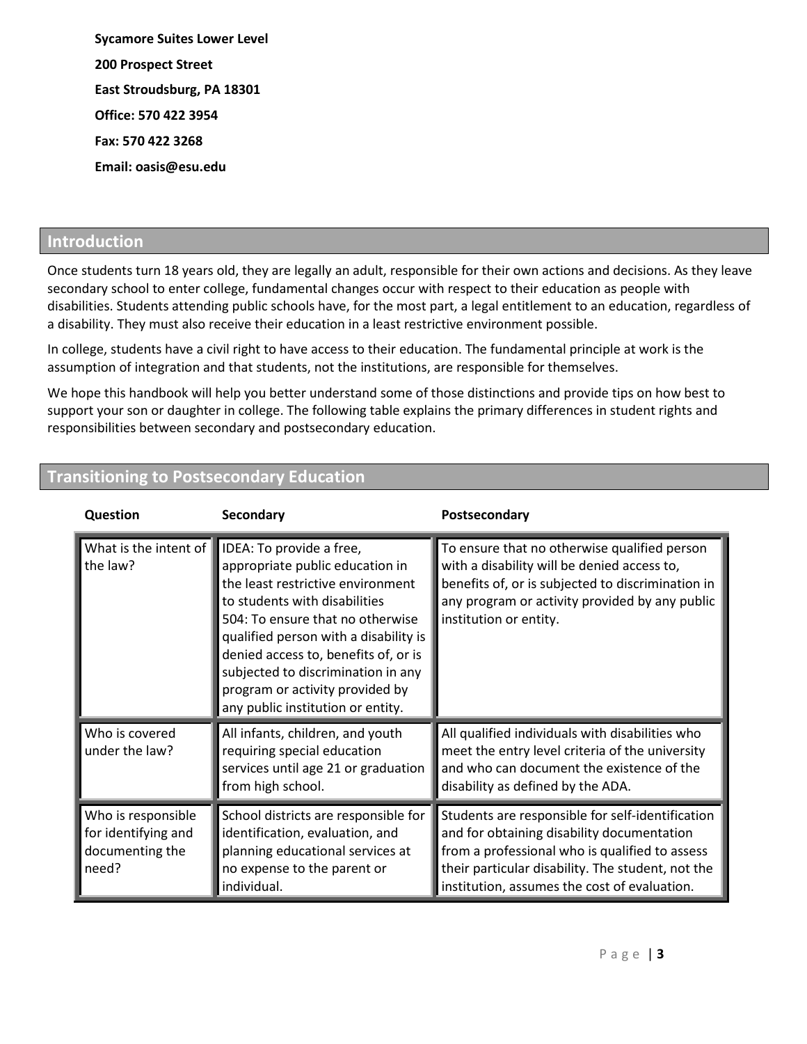**Sycamore Suites Lower Level**

**200 Prospect Street**

**East Stroudsburg, PA 18301**

**Office: 570 422 3954**

**Fax: 570 422 3268**

**Email: oasis@esu.edu**

## Introduction

Once students turn 18 years old, they are legally an adult, responsible for their own actions and decisions. As they leave secondary school to enter college, fundamental changes occur with respect to their education as people with disabilities. Students attending public schools have, for the most part, a legal entitlement to an education, regardless of a disability. They must also receive their education in a least restrictive environment possible.

In college, students have a civil right to have access to their education. The fundamental principle at work is the assumption of integration and that students, not the institutions, are responsible for themselves.

We hope this handbook will help you better understand some of those distinctions and provide tips on how best to support your son or daughter in college. The following table explains the primary differences in student rights and responsibilities between secondary and postsecondary education.

## Transitioning to Postsecondary Education

| Question | Secondary | Postsecondary |
|---|---|---|
| What is the intent of the law? | IDEA: To provide a free, appropriate public education in the least restrictive environment to students with disabilities<br>504: To ensure that no otherwise qualified person with a disability is denied access to, benefits of, or is subjected to discrimination in any program or activity provided by any public institution or entity. | To ensure that no otherwise qualified person with a disability will be denied access to, benefits of, or is subjected to discrimination in any program or activity provided by any public institution or entity. |
| Who is covered under the law? | All infants, children, and youth requiring special education services until age 21 or graduation from high school. | All qualified individuals with disabilities who meet the entry level criteria of the university and who can document the existence of the disability as defined by the ADA. |
| Who is responsible for identifying and documenting the need? | School districts are responsible for identification, evaluation, and planning educational services at no expense to the parent or individual. | Students are responsible for self-identification and for obtaining disability documentation from a professional who is qualified to assess their particular disability. The student, not the institution, assumes the cost of evaluation. |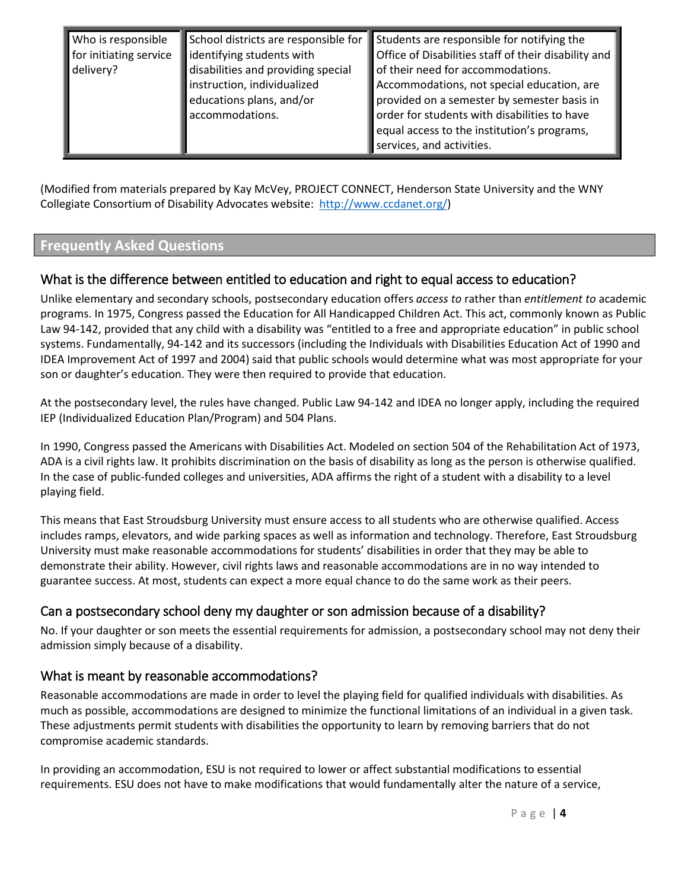| Who is responsible for initiating service delivery? | School districts are responsible for identifying students with disabilities and providing special instruction, individualized educations plans, and/or accommodations. | Students are responsible for notifying the Office of Disabilities staff of their disability and of their need for accommodations. Accommodations, not special education, are provided on a semester by semester basis in order for students with disabilities to have equal access to the institution's programs, services, and activities. |
|---|---|---|

(Modified from materials prepared by Kay McVey, PROJECT CONNECT, Henderson State University and the WNY Collegiate Consortium of Disability Advocates website: [http://www.ccdanet.org/](http://www.ccdanet.org/))

## Frequently Asked Questions

### What is the difference between entitled to education and right to equal access to education?

Unlike elementary and secondary schools, postsecondary education offers *access to* rather than *entitlement to* academic programs. In 1975, Congress passed the Education for All Handicapped Children Act. This act, commonly known as Public Law 94-142, provided that any child with a disability was "entitled to a free and appropriate education" in public school systems. Fundamentally, 94-142 and its successors (including the Individuals with Disabilities Education Act of 1990 and IDEA Improvement Act of 1997 and 2004) said that public schools would determine what was most appropriate for your son or daughter's education. They were then required to provide that education.

At the postsecondary level, the rules have changed. Public Law 94-142 and IDEA no longer apply, including the required IEP (Individualized Education Plan/Program) and 504 Plans.

In 1990, Congress passed the Americans with Disabilities Act. Modeled on section 504 of the Rehabilitation Act of 1973, ADA is a civil rights law. It prohibits discrimination on the basis of disability as long as the person is otherwise qualified. In the case of public-funded colleges and universities, ADA affirms the right of a student with a disability to a level playing field.

This means that East Stroudsburg University must ensure access to all students who are otherwise qualified. Access includes ramps, elevators, and wide parking spaces as well as information and technology. Therefore, East Stroudsburg University must make reasonable accommodations for students' disabilities in order that they may be able to demonstrate their ability. However, civil rights laws and reasonable accommodations are in no way intended to guarantee success. At most, students can expect a more equal chance to do the same work as their peers.

### Can a postsecondary school deny my daughter or son admission because of a disability?

No. If your daughter or son meets the essential requirements for admission, a postsecondary school may not deny their admission simply because of a disability.

### What is meant by reasonable accommodations?

Reasonable accommodations are made in order to level the playing field for qualified individuals with disabilities. As much as possible, accommodations are designed to minimize the functional limitations of an individual in a given task. These adjustments permit students with disabilities the opportunity to learn by removing barriers that do not compromise academic standards.

In providing an accommodation, ESU is not required to lower or affect substantial modifications to essential requirements. ESU does not have to make modifications that would fundamentally alter the nature of a service,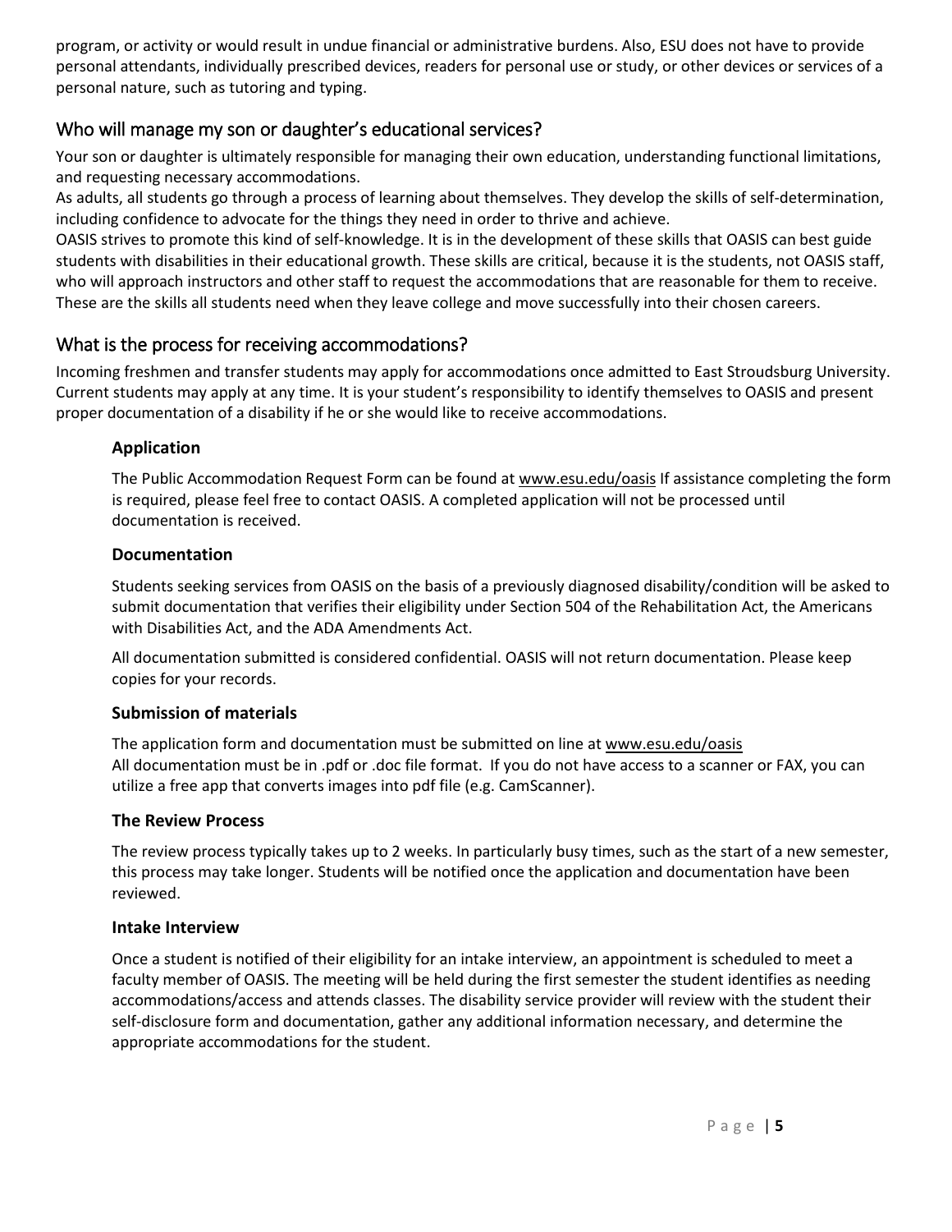program, or activity or would result in undue financial or administrative burdens. Also, ESU does not have to provide personal attendants, individually prescribed devices, readers for personal use or study, or other devices or services of a personal nature, such as tutoring and typing.

## Who will manage my son or daughter's educational services?

Your son or daughter is ultimately responsible for managing their own education, understanding functional limitations, and requesting necessary accommodations.

As adults, all students go through a process of learning about themselves. They develop the skills of self-determination, including confidence to advocate for the things they need in order to thrive and achieve.

OASIS strives to promote this kind of self-knowledge. It is in the development of these skills that OASIS can best guide students with disabilities in their educational growth. These skills are critical, because it is the students, not OASIS staff, who will approach instructors and other staff to request the accommodations that are reasonable for them to receive. These are the skills all students need when they leave college and move successfully into their chosen careers.

## What is the process for receiving accommodations?

Incoming freshmen and transfer students may apply for accommodations once admitted to East Stroudsburg University. Current students may apply at any time. It is your student's responsibility to identify themselves to OASIS and present proper documentation of a disability if he or she would like to receive accommodations.

### Application

The Public Accommodation Request Form can be found at www.esu.edu/oasis If assistance completing the form is required, please feel free to contact OASIS. A completed application will not be processed until documentation is received.

### Documentation

Students seeking services from OASIS on the basis of a previously diagnosed disability/condition will be asked to submit documentation that verifies their eligibility under Section 504 of the Rehabilitation Act, the Americans with Disabilities Act, and the ADA Amendments Act.

All documentation submitted is considered confidential. OASIS will not return documentation. Please keep copies for your records.

### Submission of materials

The application form and documentation must be submitted on line at www.esu.edu/oasis
All documentation must be in .pdf or .doc file format. If you do not have access to a scanner or FAX, you can utilize a free app that converts images into pdf file (e.g. CamScanner).

### The Review Process

The review process typically takes up to 2 weeks. In particularly busy times, such as the start of a new semester, this process may take longer. Students will be notified once the application and documentation have been reviewed.

### Intake Interview

Once a student is notified of their eligibility for an intake interview, an appointment is scheduled to meet a faculty member of OASIS. The meeting will be held during the first semester the student identifies as needing accommodations/access and attends classes. The disability service provider will review with the student their self-disclosure form and documentation, gather any additional information necessary, and determine the appropriate accommodations for the student.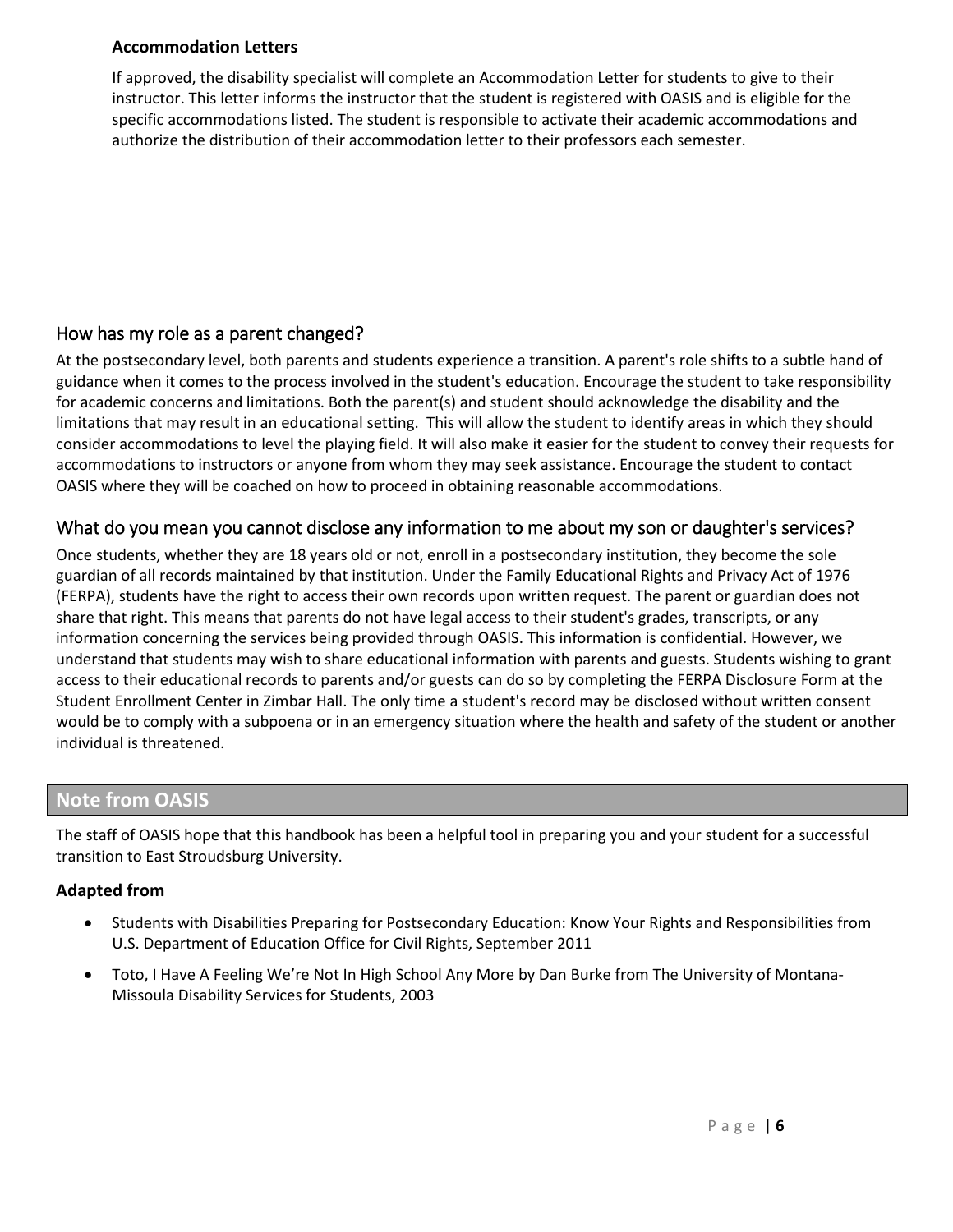### Accommodation Letters

If approved, the disability specialist will complete an Accommodation Letter for students to give to their instructor. This letter informs the instructor that the student is registered with OASIS and is eligible for the specific accommodations listed. The student is responsible to activate their academic accommodations and authorize the distribution of their accommodation letter to their professors each semester.

### How has my role as a parent changed?

At the postsecondary level, both parents and students experience a transition. A parent's role shifts to a subtle hand of guidance when it comes to the process involved in the student's education. Encourage the student to take responsibility for academic concerns and limitations. Both the parent(s) and student should acknowledge the disability and the limitations that may result in an educational setting. This will allow the student to identify areas in which they should consider accommodations to level the playing field. It will also make it easier for the student to convey their requests for accommodations to instructors or anyone from whom they may seek assistance. Encourage the student to contact OASIS where they will be coached on how to proceed in obtaining reasonable accommodations.

### What do you mean you cannot disclose any information to me about my son or daughter's services?

Once students, whether they are 18 years old or not, enroll in a postsecondary institution, they become the sole guardian of all records maintained by that institution. Under the Family Educational Rights and Privacy Act of 1976 (FERPA), students have the right to access their own records upon written request. The parent or guardian does not share that right. This means that parents do not have legal access to their student's grades, transcripts, or any information concerning the services being provided through OASIS. This information is confidential. However, we understand that students may wish to share educational information with parents and guests. Students wishing to grant access to their educational records to parents and/or guests can do so by completing the FERPA Disclosure Form at the Student Enrollment Center in Zimbar Hall. The only time a student's record may be disclosed without written consent would be to comply with a subpoena or in an emergency situation where the health and safety of the student or another individual is threatened.

## Note from OASIS

The staff of OASIS hope that this handbook has been a helpful tool in preparing you and your student for a successful transition to East Stroudsburg University.

### Adapted from

- Students with Disabilities Preparing for Postsecondary Education: Know Your Rights and Responsibilities from U.S. Department of Education Office for Civil Rights, September 2011
- Toto, I Have A Feeling We're Not In High School Any More by Dan Burke from The University of Montana-Missoula Disability Services for Students, 2003